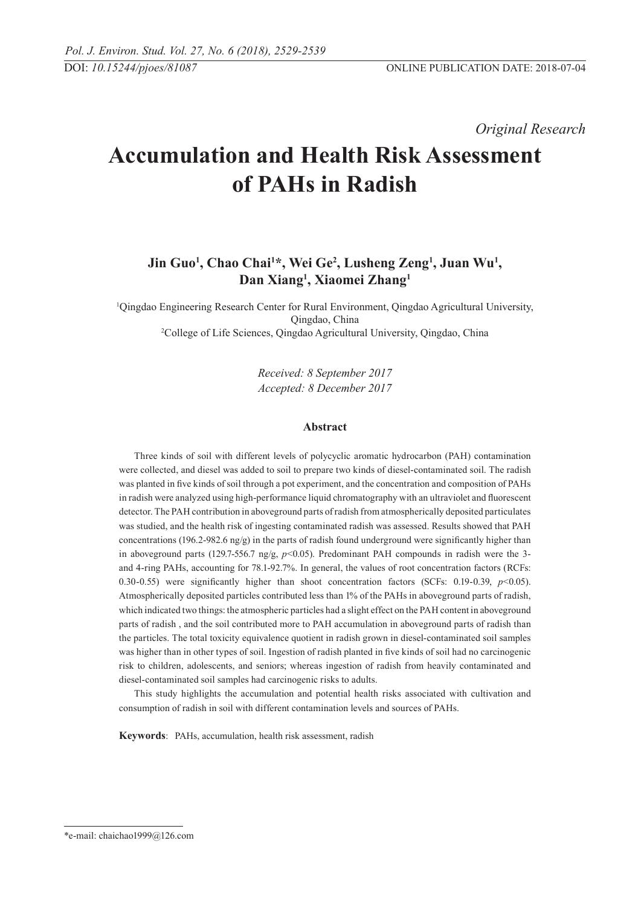*Original Research*

# Accumulation and Health Risk Assessment of PAHs in Radish

**Jin Guo[1], Chao Chai[1]*, Wei Ge[2], Lusheng Zeng[1], Juan Wu[1], Dan Xiang[1], Xiaomei Zhang[1]**

[1]Qingdao Engineering Research Center for Rural Environment, Qingdao Agricultural University, Qingdao, China
[2]College of Life Sciences, Qingdao Agricultural University, Qingdao, China

*Received: 8 September 2017*
*Accepted: 8 December 2017*

## Abstract

Three kinds of soil with different levels of polycyclic aromatic hydrocarbon (PAH) contamination were collected, and diesel was added to soil to prepare two kinds of diesel-contaminated soil. The radish was planted in five kinds of soil through a pot experiment, and the concentration and composition of PAHs in radish were analyzed using high-performance liquid chromatography with an ultraviolet and fluorescent detector. The PAH contribution in aboveground parts of radish from atmospherically deposited particulates was studied, and the health risk of ingesting contaminated radish was assessed. Results showed that PAH concentrations (196.2-982.6 ng/g) in the parts of radish found underground were significantly higher than in aboveground parts (129.7-556.7 ng/g, $p<0.05$). Predominant PAH compounds in radish were the 3- and 4-ring PAHs, accounting for 78.1-92.7%. In general, the values of root concentration factors (RCFs: 0.30-0.55) were significantly higher than shoot concentration factors (SCFs: 0.19-0.39, $p<0.05$). Atmospherically deposited particles contributed less than 1% of the PAHs in aboveground parts of radish, which indicated two things: the atmospheric particles had a slight effect on the PAH content in aboveground parts of radish , and the soil contributed more to PAH accumulation in aboveground parts of radish than the particles. The total toxicity equivalence quotient in radish grown in diesel-contaminated soil samples was higher than in other types of soil. Ingestion of radish planted in five kinds of soil had no carcinogenic risk to children, adolescents, and seniors; whereas ingestion of radish from heavily contaminated and diesel-contaminated soil samples had carcinogenic risks to adults.

This study highlights the accumulation and potential health risks associated with cultivation and consumption of radish in soil with different contamination levels and sources of PAHs.

**Keywords**: PAHs, accumulation, health risk assessment, radish

*e-mail: chaichao1999@126.com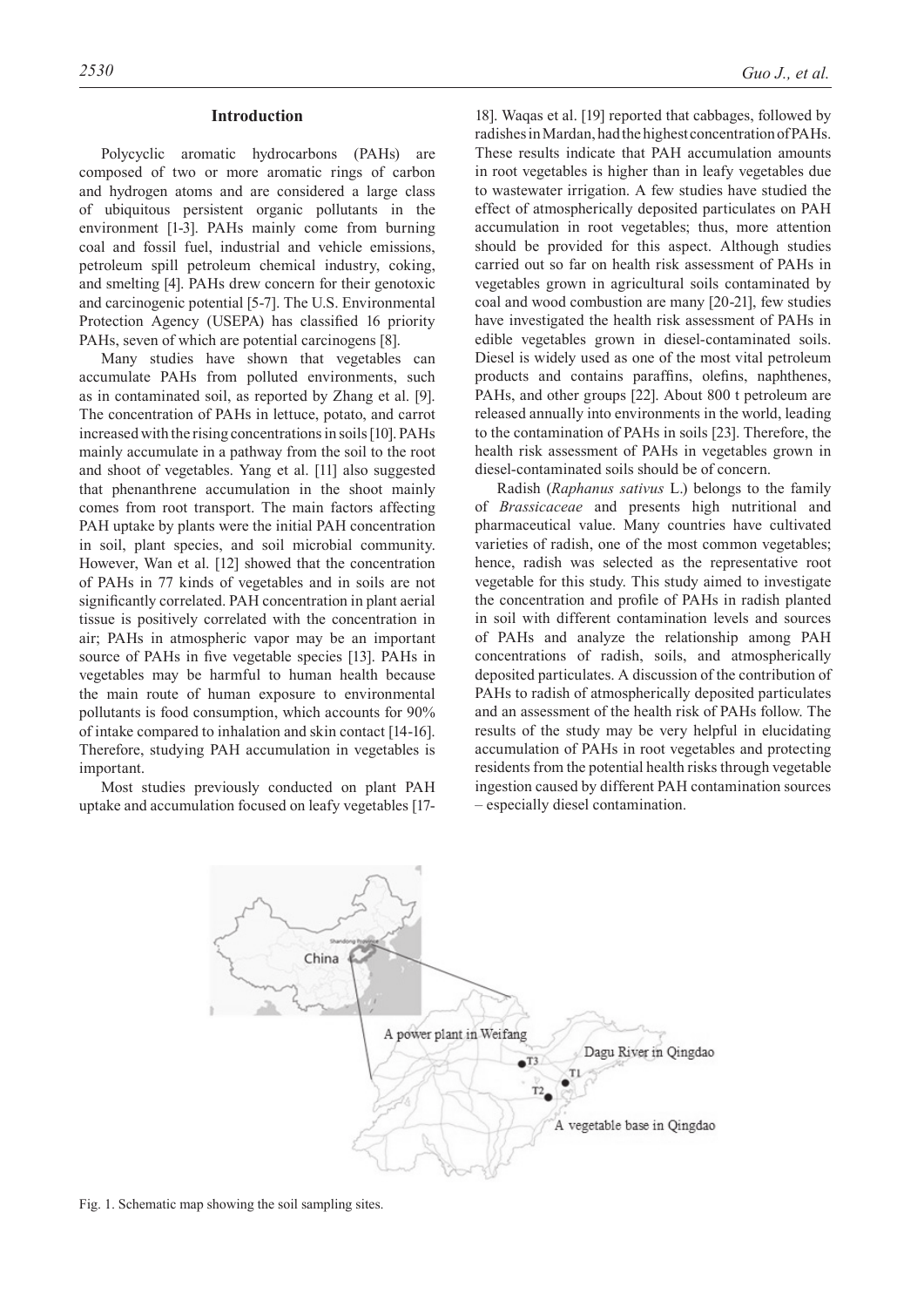## Introduction

Polycyclic aromatic hydrocarbons (PAHs) are composed of two or more aromatic rings of carbon and hydrogen atoms and are considered a large class of ubiquitous persistent organic pollutants in the environment [1-3]. PAHs mainly come from burning coal and fossil fuel, industrial and vehicle emissions, petroleum spill petroleum chemical industry, coking, and smelting [4]. PAHs drew concern for their genotoxic and carcinogenic potential [5-7]. The U.S. Environmental Protection Agency (USEPA) has classified 16 priority PAHs, seven of which are potential carcinogens [8].

Many studies have shown that vegetables can accumulate PAHs from polluted environments, such as in contaminated soil, as reported by Zhang et al. [9]. The concentration of PAHs in lettuce, potato, and carrot increased with the rising concentrations in soils [10]. PAHs mainly accumulate in a pathway from the soil to the root and shoot of vegetables. Yang et al. [11] also suggested that phenanthrene accumulation in the shoot mainly comes from root transport. The main factors affecting PAH uptake by plants were the initial PAH concentration in soil, plant species, and soil microbial community. However, Wan et al. [12] showed that the concentration of PAHs in 77 kinds of vegetables and in soils are not significantly correlated. PAH concentration in plant aerial tissue is positively correlated with the concentration in air; PAHs in atmospheric vapor may be an important source of PAHs in five vegetable species [13]. PAHs in vegetables may be harmful to human health because the main route of human exposure to environmental pollutants is food consumption, which accounts for 90% of intake compared to inhalation and skin contact [14-16]. Therefore, studying PAH accumulation in vegetables is important.

Most studies previously conducted on plant PAH uptake and accumulation focused on leafy vegetables [17-18]. Waqas et al. [19] reported that cabbages, followed by radishes in Mardan, had the highest concentration of PAHs. These results indicate that PAH accumulation amounts in root vegetables is higher than in leafy vegetables due to wastewater irrigation. A few studies have studied the effect of atmospherically deposited particulates on PAH accumulation in root vegetables; thus, more attention should be provided for this aspect. Although studies carried out so far on health risk assessment of PAHs in vegetables grown in agricultural soils contaminated by coal and wood combustion are many [20-21], few studies have investigated the health risk assessment of PAHs in edible vegetables grown in diesel-contaminated soils. Diesel is widely used as one of the most vital petroleum products and contains paraffins, olefins, naphthenes, PAHs, and other groups [22]. About 800 t petroleum are released annually into environments in the world, leading to the contamination of PAHs in soils [23]. Therefore, the health risk assessment of PAHs in vegetables grown in diesel-contaminated soils should be of concern.

Radish (*Raphanus sativus* L.) belongs to the family of *Brassicaceae* and presents high nutritional and pharmaceutical value. Many countries have cultivated varieties of radish, one of the most common vegetables; hence, radish was selected as the representative root vegetable for this study. This study aimed to investigate the concentration and profile of PAHs in radish planted in soil with different contamination levels and sources of PAHs and analyze the relationship among PAH concentrations of radish, soils, and atmospherically deposited particulates. A discussion of the contribution of PAHs to radish of atmospherically deposited particulates and an assessment of the health risk of PAHs follow. The results of the study may be very helpful in elucidating accumulation of PAHs in root vegetables and protecting residents from the potential health risks through vegetable ingestion caused by different PAH contamination sources – especially diesel contamination.

Fig. 1. Schematic map showing the soil sampling sites.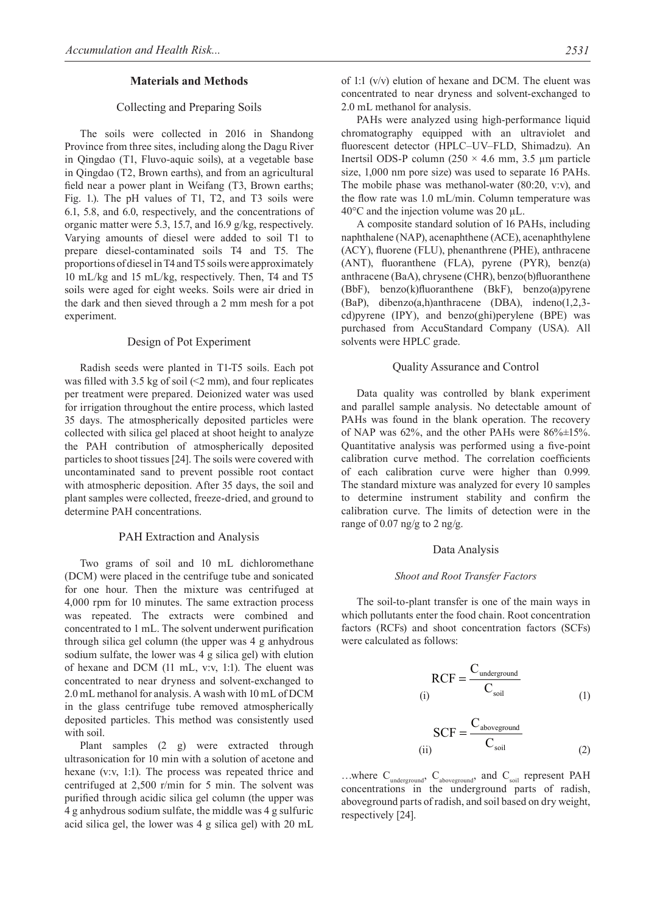## Materials and Methods

### Collecting and Preparing Soils

The soils were collected in 2016 in Shandong Province from three sites, including along the Dagu River in Qingdao (T1, Fluvo-aquic soils), at a vegetable base in Qingdao (T2, Brown earths), and from an agricultural field near a power plant in Weifang (T3, Brown earths; Fig. 1.). The pH values of T1, T2, and T3 soils were 6.1, 5.8, and 6.0, respectively, and the concentrations of organic matter were 5.3, 15.7, and 16.9 g/kg, respectively. Varying amounts of diesel were added to soil T1 to prepare diesel-contaminated soils T4 and T5. The proportions of diesel in T4 and T5 soils were approximately 10 mL/kg and 15 mL/kg, respectively. Then, T4 and T5 soils were aged for eight weeks. Soils were air dried in the dark and then sieved through a 2 mm mesh for a pot experiment.

### Design of Pot Experiment

Radish seeds were planted in T1-T5 soils. Each pot was filled with 3.5 kg of soil (<2 mm), and four replicates per treatment were prepared. Deionized water was used for irrigation throughout the entire process, which lasted 35 days. The atmospherically deposited particles were collected with silica gel placed at shoot height to analyze the PAH contribution of atmospherically deposited particles to shoot tissues [24]. The soils were covered with uncontaminated sand to prevent possible root contact with atmospheric deposition. After 35 days, the soil and plant samples were collected, freeze-dried, and ground to determine PAH concentrations.

### PAH Extraction and Analysis

Two grams of soil and 10 mL dichloromethane (DCM) were placed in the centrifuge tube and sonicated for one hour. Then the mixture was centrifuged at 4,000 rpm for 10 minutes. The same extraction process was repeated. The extracts were combined and concentrated to 1 mL. The solvent underwent purification through silica gel column (the upper was 4 g anhydrous sodium sulfate, the lower was 4 g silica gel) with elution of hexane and DCM (11 mL, v:v, 1:1). The eluent was concentrated to near dryness and solvent-exchanged to 2.0 mL methanol for analysis. A wash with 10 mL of DCM in the glass centrifuge tube removed atmospherically deposited particles. This method was consistently used with soil.

Plant samples (2 g) were extracted through ultrasonication for 10 min with a solution of acetone and hexane (v:v, 1:1). The process was repeated thrice and centrifuged at 2,500 r/min for 5 min. The solvent was purified through acidic silica gel column (the upper was 4 g anhydrous sodium sulfate, the middle was 4 g sulfuric acid silica gel, the lower was 4 g silica gel) with 20 mL of 1:1 (v/v) elution of hexane and DCM. The eluent was concentrated to near dryness and solvent-exchanged to 2.0 mL methanol for analysis.

PAHs were analyzed using high-performance liquid chromatography equipped with an ultraviolet and fluorescent detector (HPLC–UV–FLD, Shimadzu). An Inertsil ODS-P column (250 × 4.6 mm, 3.5 μm particle size, 1,000 nm pore size) was used to separate 16 PAHs. The mobile phase was methanol-water (80:20, v:v), and the flow rate was 1.0 mL/min. Column temperature was 40°C and the injection volume was 20 μL.

A composite standard solution of 16 PAHs, including naphthalene (NAP), acenaphthene (ACE), acenaphthylene (ACY), fluorene (FLU), phenanthrene (PHE), anthracene (ANT), fluoranthene (FLA), pyrene (PYR), benz(a) anthracene (BaA), chrysene (CHR), benzo(b)fluoranthene (BbF), benzo(k)fluoranthene (BkF), benzo(a)pyrene (BaP), dibenzo(a,h)anthracene (DBA), indeno(1,2,3-cd)pyrene (IPY), and benzo(ghi)perylene (BPE) was purchased from AccuStandard Company (USA). All solvents were HPLC grade.

### Quality Assurance and Control

Data quality was controlled by blank experiment and parallel sample analysis. No detectable amount of PAHs was found in the blank operation. The recovery of NAP was 62%, and the other PAHs were 86%±15%. Quantitative analysis was performed using a five-point calibration curve method. The correlation coefficients of each calibration curve were higher than 0.999. The standard mixture was analyzed for every 10 samples to determine instrument stability and confirm the calibration curve. The limits of detection were in the range of 0.07 ng/g to 2 ng/g.

### Data Analysis

#### *Shoot and Root Transfer Factors*

The soil-to-plant transfer is one of the main ways in which pollutants enter the food chain. Root concentration factors (RCFs) and shoot concentration factors (SCFs) were calculated as follows:

$$\text{(i)} \quad RCF = \frac{C_{underground}}{C_{soil}} \tag{1}$$

$$\text{(ii)} \quad SCF = \frac{C_{aboveground}}{C_{soil}} \tag{2}$$

…where $C_{underground}$, $C_{aboveground}$, and $C_{soil}$ represent PAH concentrations in the underground parts of radish, aboveground parts of radish, and soil based on dry weight, respectively [24].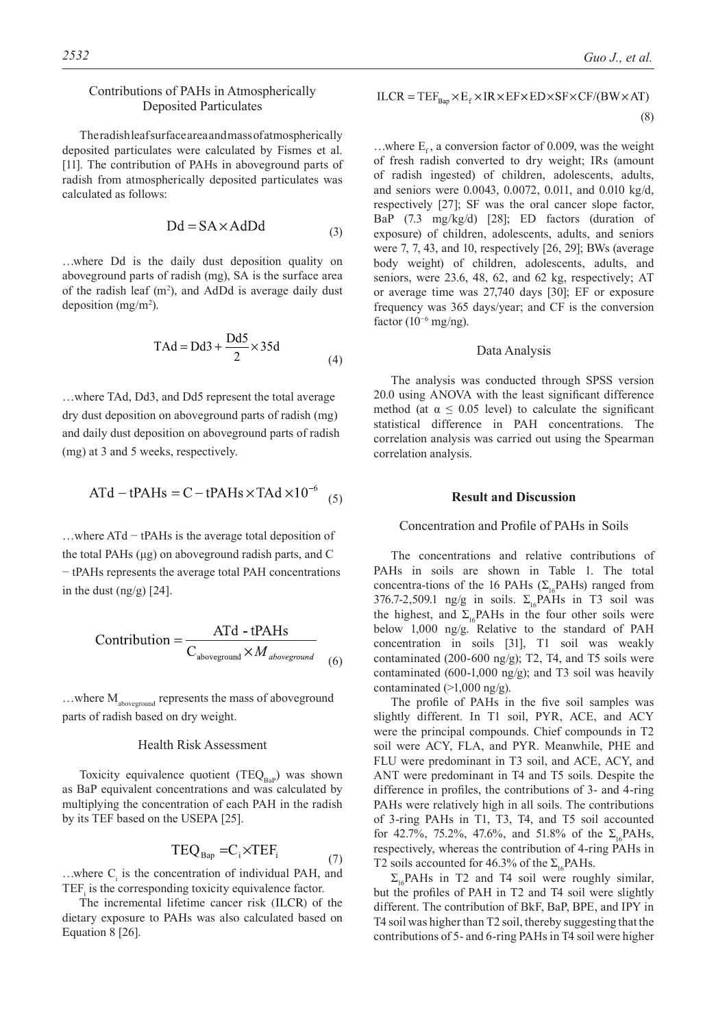### Contributions of PAHs in Atmospherically Deposited Particulates

The radish leaf surface area and mass of atmospherically deposited particulates were calculated by Fismes et al. [11]. The contribution of PAHs in aboveground parts of radish from atmospherically deposited particulates was calculated as follows:

$$\mathrm{Dd} = \mathrm{SA} \times \mathrm{AdDd} \tag{3}$$

…where Dd is the daily dust deposition quality on aboveground parts of radish (mg), SA is the surface area of the radish leaf ($m^2$), and AdDd is average daily dust deposition ($mg/m^2$).

$$\mathrm{TAd} = \mathrm{Dd3} + \frac{\mathrm{Dd5}}{2} \times 35\mathrm{d} \tag{4}$$

…where TAd, Dd3, and Dd5 represent the total average dry dust deposition on aboveground parts of radish (mg) and daily dust deposition on aboveground parts of radish (mg) at 3 and 5 weeks, respectively.

$$\mathrm{ATd} - \mathrm{tPAHs} = \mathrm{C} - \mathrm{tPAHs} \times \mathrm{TAd} \times 10^{-6} \tag{5}$$

…where ATd − tPAHs is the average total deposition of the total PAHs (μg) on aboveground radish parts, and C − tPAHs represents the average total PAH concentrations in the dust (ng/g) [24].

$$\mathrm{Contribution} = \frac{\mathrm{ATd\text{ - }tPAHs}}{\mathrm{C}_{\mathrm{aboveground}} \times M_{aboveground}} \tag{6}$$

…where $M_{aboveground}$ represents the mass of aboveground parts of radish based on dry weight.

### Health Risk Assessment

Toxicity equivalence quotient ($TEQ_{BaP}$) was shown as BaP equivalent concentrations and was calculated by multiplying the concentration of each PAH in the radish by its TEF based on the USEPA [25].

$$\mathrm{TEQ}_{\mathrm{Bap}} = \mathrm{C}_i \times \mathrm{TEF}_i \tag{7}$$

…where $C_i$ is the concentration of individual PAH, and $TEF_i$ is the corresponding toxicity equivalence factor.

The incremental lifetime cancer risk (ILCR) of the dietary exposure to PAHs was also calculated based on Equation 8 [26].

$$\mathrm{ILCR} = \mathrm{TEF}_{\mathrm{Bap}} \times \mathrm{E}_f \times \mathrm{IR} \times \mathrm{EF} \times \mathrm{ED} \times \mathrm{SF} \times \mathrm{CF} / (\mathrm{BW} \times \mathrm{AT}) \tag{8}$$

…where $E_f$, a conversion factor of 0.009, was the weight of fresh radish converted to dry weight; IRs (amount of radish ingested) of children, adolescents, adults, and seniors were 0.0043, 0.0072, 0.011, and 0.010 kg/d, respectively [27]; SF was the oral cancer slope factor, BaP (7.3 mg/kg/d) [28]; ED factors (duration of exposure) of children, adolescents, adults, and seniors were 7, 7, 43, and 10, respectively [26, 29]; BWs (average body weight) of children, adolescents, adults, and seniors, were 23.6, 48, 62, and 62 kg, respectively; AT or average time was 27,740 days [30]; EF or exposure frequency was 365 days/year; and CF is the conversion factor ($10^{-6}$ mg/ng).

### Data Analysis

The analysis was conducted through SPSS version 20.0 using ANOVA with the least significant difference method (at $\alpha \leq 0.05$ level) to calculate the significant statistical difference in PAH concentrations. The correlation analysis was carried out using the Spearman correlation analysis.

## Result and Discussion

### Concentration and Profile of PAHs in Soils

The concentrations and relative contributions of PAHs in soils are shown in Table 1. The total concentra-tions of the 16 PAHs ($\Sigma_{16}$PAHs) ranged from 376.7-2,509.1 ng/g in soils. $\Sigma_{16}$PAHs in T3 soil was the highest, and $\Sigma_{16}$PAHs in the four other soils were below 1,000 ng/g. Relative to the standard of PAH concentration in soils [31], T1 soil was weakly contaminated (200-600 ng/g); T2, T4, and T5 soils were contaminated (600-1,000 ng/g); and T3 soil was heavily contaminated (>1,000 ng/g).

The profile of PAHs in the five soil samples was slightly different. In T1 soil, PYR, ACE, and ACY were the principal compounds. Chief compounds in T2 soil were ACY, FLA, and PYR. Meanwhile, PHE and FLU were predominant in T3 soil, and ACE, ACY, and ANT were predominant in T4 and T5 soils. Despite the difference in profiles, the contributions of 3- and 4-ring PAHs were relatively high in all soils. The contributions of 3-ring PAHs in T1, T3, T4, and T5 soil accounted for 42.7%, 75.2%, 47.6%, and 51.8% of the $\Sigma_{16}$PAHs, respectively, whereas the contribution of 4-ring PAHs in T2 soils accounted for 46.3% of the $\Sigma_{16}$PAHs.

$\Sigma_{16}$PAHs in T2 and T4 soil were roughly similar, but the profiles of PAH in T2 and T4 soil were slightly different. The contribution of BkF, BaP, BPE, and IPY in T4 soil was higher than T2 soil, thereby suggesting that the contributions of 5- and 6-ring PAHs in T4 soil were higher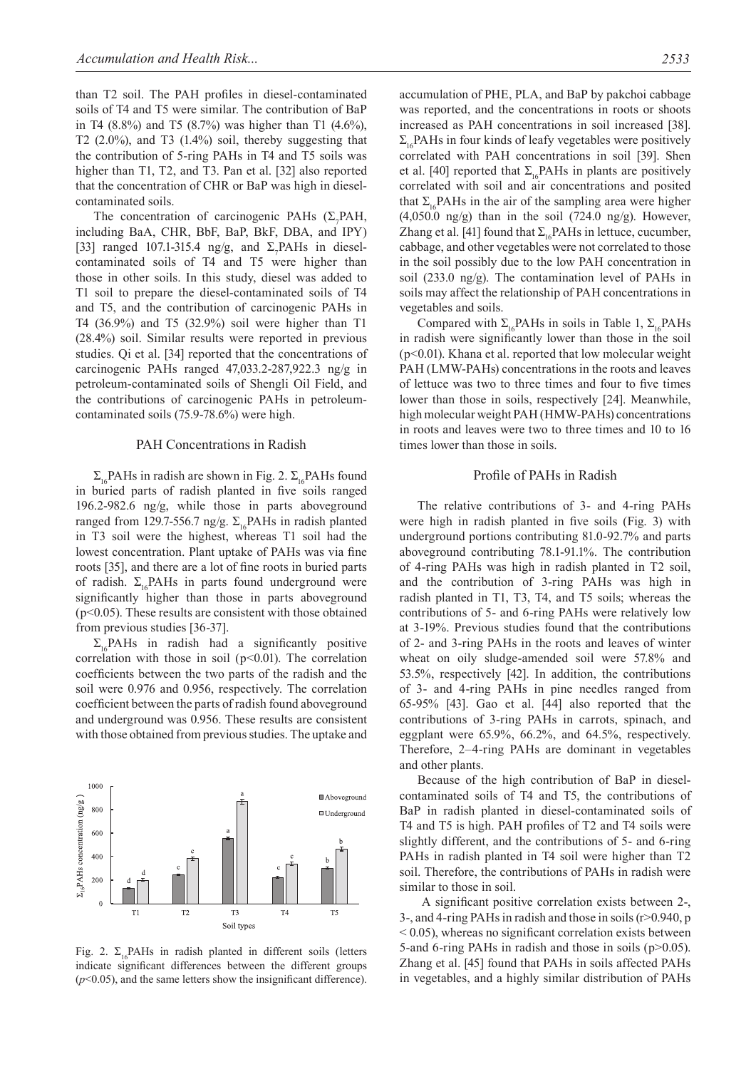than T2 soil. The PAH profiles in diesel-contaminated soils of T4 and T5 were similar. The contribution of BaP in T4 (8.8%) and T5 (8.7%) was higher than T1 (4.6%), T2 (2.0%), and T3 (1.4%) soil, thereby suggesting that the contribution of 5-ring PAHs in T4 and T5 soils was higher than T1, T2, and T3. Pan et al. [32] also reported that the concentration of CHR or BaP was high in diesel-contaminated soils.

The concentration of carcinogenic PAHs ($\Sigma_7$PAH, including BaA, CHR, BbF, BaP, BkF, DBA, and IPY) [33] ranged 107.1-315.4 ng/g, and $\Sigma_7$PAHs in diesel-contaminated soils of T4 and T5 were higher than those in other soils. In this study, diesel was added to T1 soil to prepare the diesel-contaminated soils of T4 and T5, and the contribution of carcinogenic PAHs in T4 (36.9%) and T5 (32.9%) soil were higher than T1 (28.4%) soil. Similar results were reported in previous studies. Qi et al. [34] reported that the concentrations of carcinogenic PAHs ranged 47,033.2-287,922.3 ng/g in petroleum-contaminated soils of Shengli Oil Field, and the contributions of carcinogenic PAHs in petroleum-contaminated soils (75.9-78.6%) were high.

## PAH Concentrations in Radish

$\Sigma_{16}$PAHs in radish are shown in Fig. 2. $\Sigma_{16}$PAHs found in buried parts of radish planted in five soils ranged 196.2-982.6 ng/g, while those in parts aboveground ranged from 129.7-556.7 ng/g. $\Sigma_{16}$PAHs in radish planted in T3 soil were the highest, whereas T1 soil had the lowest concentration. Plant uptake of PAHs was via fine roots [35], and there are a lot of fine roots in buried parts of radish. $\Sigma_{16}$PAHs in parts found underground were significantly higher than those in parts aboveground ($p<0.05$). These results are consistent with those obtained from previous studies [36-37].

$\Sigma_{16}$PAHs in radish had a significantly positive correlation with those in soil ($p<0.01$). The correlation coefficients between the two parts of the radish and the soil were 0.976 and 0.956, respectively. The correlation coefficient between the parts of radish found aboveground and underground was 0.956. These results are consistent with those obtained from previous studies. The uptake and

Fig. 2. $\Sigma_{16}$PAHs in radish planted in different soils (letters indicate significant differences between the different groups ($p<0.05$), and the same letters show the insignificant difference).

accumulation of PHE, PLA, and BaP by pakchoi cabbage was reported, and the concentrations in roots or shoots increased as PAH concentrations in soil increased [38]. $\Sigma_{16}$PAHs in four kinds of leafy vegetables were positively correlated with PAH concentrations in soil [39]. Shen et al. [40] reported that $\Sigma_{16}$PAHs in plants are positively correlated with soil and air concentrations and posited that $\Sigma_{16}$PAHs in the air of the sampling area were higher (4,050.0 ng/g) than in the soil (724.0 ng/g). However, Zhang et al. [41] found that $\Sigma_{16}$PAHs in lettuce, cucumber, cabbage, and other vegetables were not correlated to those in the soil possibly due to the low PAH concentration in soil (233.0 ng/g). The contamination level of PAHs in soils may affect the relationship of PAH concentrations in vegetables and soils.

Compared with $\Sigma_{16}$PAHs in soils in Table 1, $\Sigma_{16}$PAHs in radish were significantly lower than those in the soil ($p<0.01$). Khana et al. reported that low molecular weight PAH (LMW-PAHs) concentrations in the roots and leaves of lettuce was two to three times and four to five times lower than those in soils, respectively [24]. Meanwhile, high molecular weight PAH (HMW-PAHs) concentrations in roots and leaves were two to three times and 10 to 16 times lower than those in soils.

## Profile of PAHs in Radish

The relative contributions of 3- and 4-ring PAHs were high in radish planted in five soils (Fig. 3) with underground portions contributing 81.0-92.7% and parts aboveground contributing 78.1-91.1%. The contribution of 4-ring PAHs was high in radish planted in T2 soil, and the contribution of 3-ring PAHs was high in radish planted in T1, T3, T4, and T5 soils; whereas the contributions of 5- and 6-ring PAHs were relatively low at 3-19%. Previous studies found that the contributions of 2- and 3-ring PAHs in the roots and leaves of winter wheat on oily sludge-amended soil were 57.8% and 53.5%, respectively [42]. In addition, the contributions of 3- and 4-ring PAHs in pine needles ranged from 65-95% [43]. Gao et al. [44] also reported that the contributions of 3-ring PAHs in carrots, spinach, and eggplant were 65.9%, 66.2%, and 64.5%, respectively. Therefore, 2–4-ring PAHs are dominant in vegetables and other plants.

Because of the high contribution of BaP in diesel-contaminated soils of T4 and T5, the contributions of BaP in radish planted in diesel-contaminated soils of T4 and T5 is high. PAH profiles of T2 and T4 soils were slightly different, and the contributions of 5- and 6-ring PAHs in radish planted in T4 soil were higher than T2 soil. Therefore, the contributions of PAHs in radish were similar to those in soil.

A significant positive correlation exists between 2-, 3-, and 4-ring PAHs in radish and those in soils ($r>0.940$, $p<0.05$), whereas no significant correlation exists between 5-and 6-ring PAHs in radish and those in soils ($p>0.05$). Zhang et al. [45] found that PAHs in soils affected PAHs in vegetables, and a highly similar distribution of PAHs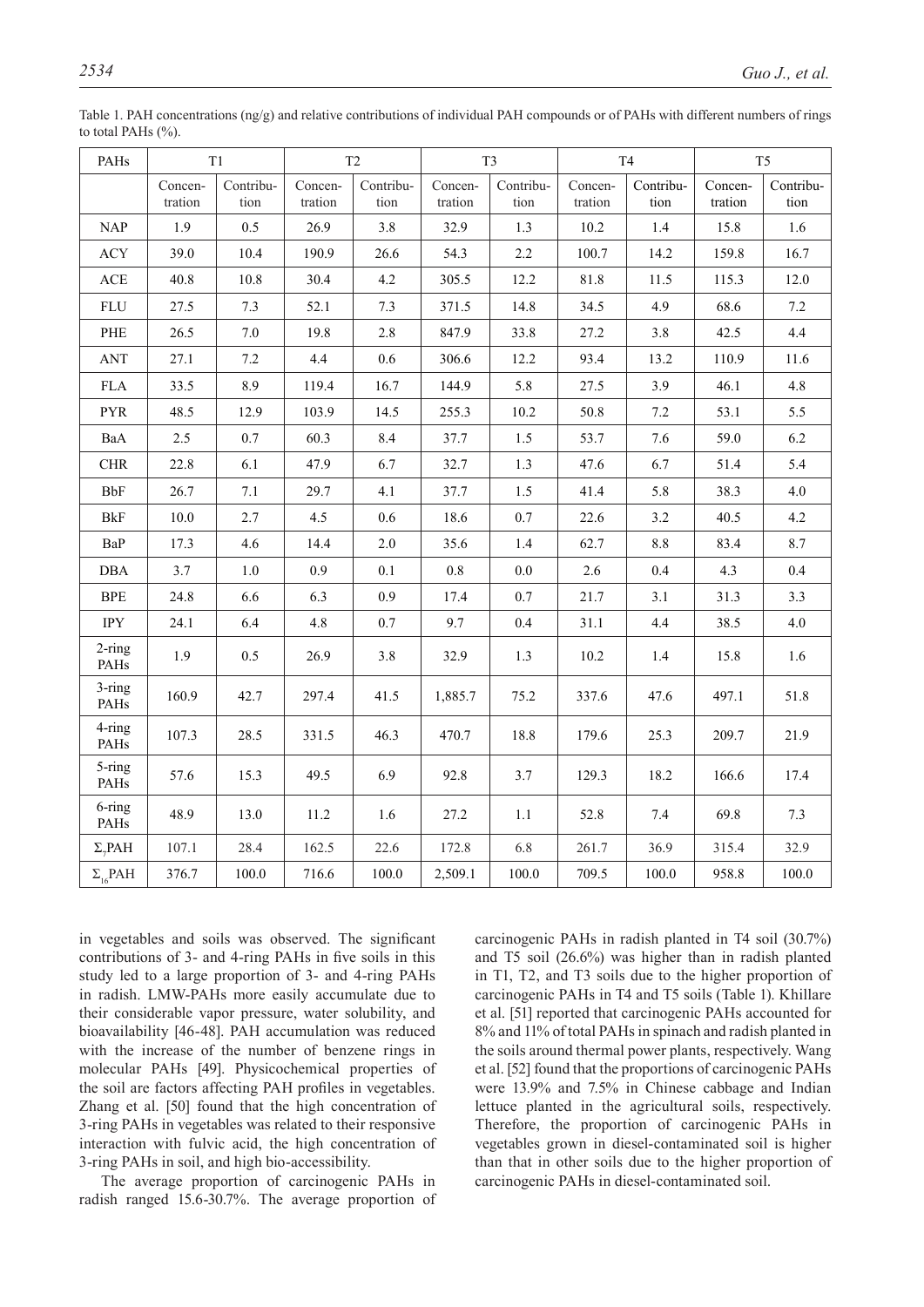Table 1. PAH concentrations (ng/g) and relative contributions of individual PAH compounds or of PAHs with different numbers of rings to total PAHs (%).

| PAHs | T1 | | T2 | | T3 | | T4 | | T5 | |
|---|---|---|---|---|---|---|---|---|---|---|
| | Concentration | Contribution | Concentration | Contribution | Concentration | Contribution | Concentration | Contribution | Concentration | Contribution |
| NAP | 1.9 | 0.5 | 26.9 | 3.8 | 32.9 | 1.3 | 10.2 | 1.4 | 15.8 | 1.6 |
| ACY | 39.0 | 10.4 | 190.9 | 26.6 | 54.3 | 2.2 | 100.7 | 14.2 | 159.8 | 16.7 |
| ACE | 40.8 | 10.8 | 30.4 | 4.2 | 305.5 | 12.2 | 81.8 | 11.5 | 115.3 | 12.0 |
| FLU | 27.5 | 7.3 | 52.1 | 7.3 | 371.5 | 14.8 | 34.5 | 4.9 | 68.6 | 7.2 |
| PHE | 26.5 | 7.0 | 19.8 | 2.8 | 847.9 | 33.8 | 27.2 | 3.8 | 42.5 | 4.4 |
| ANT | 27.1 | 7.2 | 4.4 | 0.6 | 306.6 | 12.2 | 93.4 | 13.2 | 110.9 | 11.6 |
| FLA | 33.5 | 8.9 | 119.4 | 16.7 | 144.9 | 5.8 | 27.5 | 3.9 | 46.1 | 4.8 |
| PYR | 48.5 | 12.9 | 103.9 | 14.5 | 255.3 | 10.2 | 50.8 | 7.2 | 53.1 | 5.5 |
| BaA | 2.5 | 0.7 | 60.3 | 8.4 | 37.7 | 1.5 | 53.7 | 7.6 | 59.0 | 6.2 |
| CHR | 22.8 | 6.1 | 47.9 | 6.7 | 32.7 | 1.3 | 47.6 | 6.7 | 51.4 | 5.4 |
| BbF | 26.7 | 7.1 | 29.7 | 4.1 | 37.7 | 1.5 | 41.4 | 5.8 | 38.3 | 4.0 |
| BkF | 10.0 | 2.7 | 4.5 | 0.6 | 18.6 | 0.7 | 22.6 | 3.2 | 40.5 | 4.2 |
| BaP | 17.3 | 4.6 | 14.4 | 2.0 | 35.6 | 1.4 | 62.7 | 8.8 | 83.4 | 8.7 |
| DBA | 3.7 | 1.0 | 0.9 | 0.1 | 0.8 | 0.0 | 2.6 | 0.4 | 4.3 | 0.4 |
| BPE | 24.8 | 6.6 | 6.3 | 0.9 | 17.4 | 0.7 | 21.7 | 3.1 | 31.3 | 3.3 |
| IPY | 24.1 | 6.4 | 4.8 | 0.7 | 9.7 | 0.4 | 31.1 | 4.4 | 38.5 | 4.0 |
| 2-ring PAHs | 1.9 | 0.5 | 26.9 | 3.8 | 32.9 | 1.3 | 10.2 | 1.4 | 15.8 | 1.6 |
| 3-ring PAHs | 160.9 | 42.7 | 297.4 | 41.5 | 1,885.7 | 75.2 | 337.6 | 47.6 | 497.1 | 51.8 |
| 4-ring PAHs | 107.3 | 28.5 | 331.5 | 46.3 | 470.7 | 18.8 | 179.6 | 25.3 | 209.7 | 21.9 |
| 5-ring PAHs | 57.6 | 15.3 | 49.5 | 6.9 | 92.8 | 3.7 | 129.3 | 18.2 | 166.6 | 17.4 |
| 6-ring PAHs | 48.9 | 13.0 | 11.2 | 1.6 | 27.2 | 1.1 | 52.8 | 7.4 | 69.8 | 7.3 |
| $\Sigma_7$PAH | 107.1 | 28.4 | 162.5 | 22.6 | 172.8 | 6.8 | 261.7 | 36.9 | 315.4 | 32.9 |
| $\Sigma_{16}$PAH | 376.7 | 100.0 | 716.6 | 100.0 | 2,509.1 | 100.0 | 709.5 | 100.0 | 958.8 | 100.0 |

in vegetables and soils was observed. The significant contributions of 3- and 4-ring PAHs in five soils in this study led to a large proportion of 3- and 4-ring PAHs in radish. LMW-PAHs more easily accumulate due to their considerable vapor pressure, water solubility, and bioavailability [46-48]. PAH accumulation was reduced with the increase of the number of benzene rings in molecular PAHs [49]. Physicochemical properties of the soil are factors affecting PAH profiles in vegetables. Zhang et al. [50] found that the high concentration of 3-ring PAHs in vegetables was related to their responsive interaction with fulvic acid, the high concentration of 3-ring PAHs in soil, and high bio-accessibility.

The average proportion of carcinogenic PAHs in radish ranged 15.6-30.7%. The average proportion of carcinogenic PAHs in radish planted in T4 soil (30.7%) and T5 soil (26.6%) was higher than in radish planted in T1, T2, and T3 soils due to the higher proportion of carcinogenic PAHs in T4 and T5 soils (Table 1). Khillare et al. [51] reported that carcinogenic PAHs accounted for 8% and 11% of total PAHs in spinach and radish planted in the soils around thermal power plants, respectively. Wang et al. [52] found that the proportions of carcinogenic PAHs were 13.9% and 7.5% in Chinese cabbage and Indian lettuce planted in the agricultural soils, respectively. Therefore, the proportion of carcinogenic PAHs in vegetables grown in diesel-contaminated soil is higher than that in other soils due to the higher proportion of carcinogenic PAHs in diesel-contaminated soil.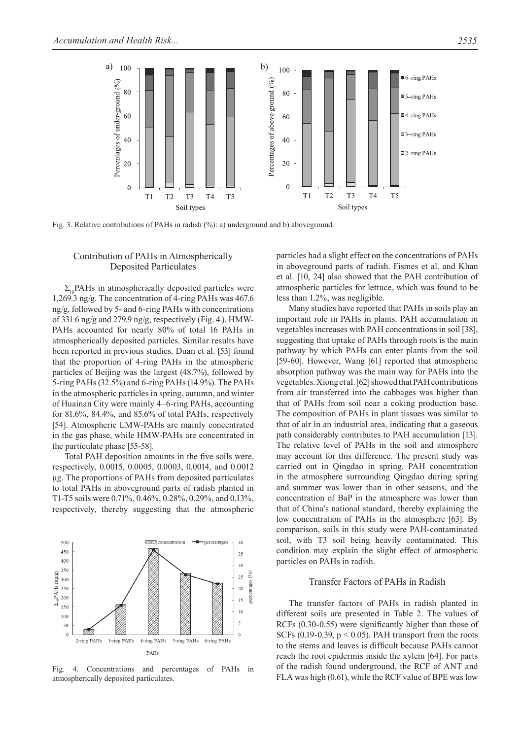Fig. 3. Relative contributions of PAHs in radish (%): a) underground and b) aboveground.

### Contribution of PAHs in Atmospherically Deposited Particulates

$\Sigma_{16}$PAHs in atmospherically deposited particles were 1,269.3 ng/g. The concentration of 4-ring PAHs was 467.6 ng/g, followed by 5- and 6-ring PAHs with concentrations of 331.6 ng/g and 279.9 ng/g, respectively (Fig. 4.). HMW-PAHs accounted for nearly 80% of total 16 PAHs in atmospherically deposited particles. Similar results have been reported in previous studies. Duan et al. [53] found that the proportion of 4-ring PAHs in the atmospheric particles of Beijing was the largest (48.7%), followed by 5-ring PAHs (32.5%) and 6-ring PAHs (14.9%). The PAHs in the atmospheric particles in spring, autumn, and winter of Huainan City were mainly 4–6-ring PAHs, accounting for 81.6%, 84.4%, and 85.6% of total PAHs, respectively [54]. Atmospheric LMW-PAHs are mainly concentrated in the gas phase, while HMW-PAHs are concentrated in the particulate phase [55-58].

Total PAH deposition amounts in the five soils were, respectively, 0.0015, 0.0005, 0.0003, 0.0014, and 0.0012 μg. The proportions of PAHs from deposited particulates to total PAHs in aboveground parts of radish planted in T1-T5 soils were 0.71%, 0.46%, 0.28%, 0.29%, and 0.13%, respectively, thereby suggesting that the atmospheric particles had a slight effect on the concentrations of PAHs in aboveground parts of radish. Fismes et al. and Khan et al. [10, 24] also showed that the PAH contribution of atmospheric particles for lettuce, which was found to be less than 1.2%, was negligible.

Fig. 4. Concentrations and percentages of PAHs in atmospherically deposited particulates.

Many studies have reported that PAHs in soils play an important role in PAHs in plants. PAH accumulation in vegetables increases with PAH concentrations in soil [38], suggesting that uptake of PAHs through roots is the main pathway by which PAHs can enter plants from the soil [59-60]. However, Wang [61] reported that atmospheric absorption pathway was the main way for PAHs into the vegetables. Xiong et al. [62] showed that PAH contributions from air transferred into the cabbages was higher than that of PAHs from soil near a coking production base. The composition of PAHs in plant tissues was similar to that of air in an industrial area, indicating that a gaseous path considerably contributes to PAH accumulation [13]. The relative level of PAHs in the soil and atmosphere may account for this difference. The present study was carried out in Qingdao in spring. PAH concentration in the atmosphere surrounding Qingdao during spring and summer was lower than in other seasons, and the concentration of BaP in the atmosphere was lower than that of China's national standard, thereby explaining the low concentration of PAHs in the atmosphere [63]. By comparison, soils in this study were PAH-contaminated soil, with T3 soil being heavily contaminated. This condition may explain the slight effect of atmospheric particles on PAHs in radish.

### Transfer Factors of PAHs in Radish

The transfer factors of PAHs in radish planted in different soils are presented in Table 2. The values of RCFs (0.30-0.55) were significantly higher than those of SCFs (0.19-0.39, $p < 0.05$). PAH transport from the roots to the stems and leaves is difficult because PAHs cannot reach the root epidermis inside the xylem [64]. For parts of the radish found underground, the RCF of ANT and FLA was high (0.61), while the RCF value of BPE was low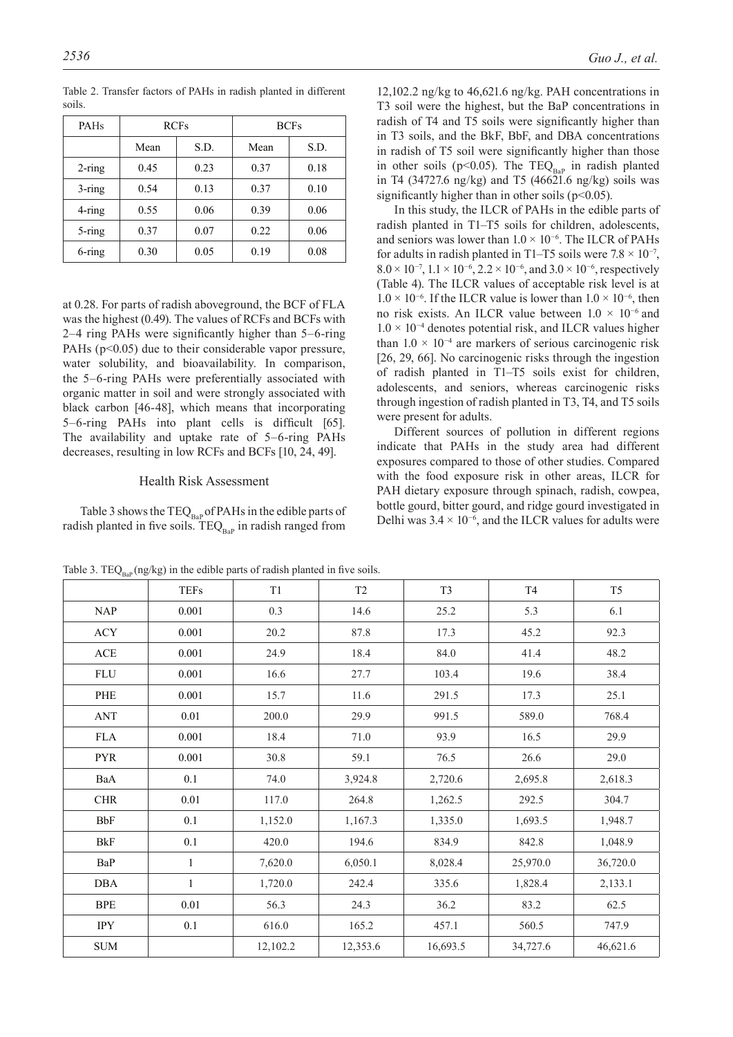Table 2. Transfer factors of PAHs in radish planted in different soils.

| PAHs | RCFs | | BCFs | |
|---|---|---|---|---|
| | Mean | S.D. | Mean | S.D. |
| 2-ring | 0.45 | 0.23 | 0.37 | 0.18 |
| 3-ring | 0.54 | 0.13 | 0.37 | 0.10 |
| 4-ring | 0.55 | 0.06 | 0.39 | 0.06 |
| 5-ring | 0.37 | 0.07 | 0.22 | 0.06 |
| 6-ring | 0.30 | 0.05 | 0.19 | 0.08 |

at 0.28. For parts of radish aboveground, the BCF of FLA was the highest (0.49). The values of RCFs and BCFs with 2–4 ring PAHs were significantly higher than 5–6-ring PAHs ($p<0.05$) due to their considerable vapor pressure, water solubility, and bioavailability. In comparison, the 5–6-ring PAHs were preferentially associated with organic matter in soil and were strongly associated with black carbon [46-48], which means that incorporating 5–6-ring PAHs into plant cells is difficult [65]. The availability and uptake rate of 5–6-ring PAHs decreases, resulting in low RCFs and BCFs [10, 24, 49].

## Health Risk Assessment

Table 3 shows the $TEQ_{BaP}$ of PAHs in the edible parts of radish planted in five soils. $TEQ_{BaP}$ in radish ranged from 12,102.2 ng/kg to 46,621.6 ng/kg. PAH concentrations in T3 soil were the highest, but the BaP concentrations in radish of T4 and T5 soils were significantly higher than in T3 soils, and the BkF, BbF, and DBA concentrations in radish of T5 soil were significantly higher than those in other soils ($p<0.05$). The $TEQ_{BaP}$ in radish planted in T4 (34727.6 ng/kg) and T5 (46621.6 ng/kg) soils was significantly higher than in other soils ($p<0.05$).

In this study, the ILCR of PAHs in the edible parts of radish planted in T1–T5 soils for children, adolescents, and seniors was lower than $1.0 \times 10^{-6}$. The ILCR of PAHs for adults in radish planted in T1–T5 soils were $7.8 \times 10^{-7}$, $8.0 \times 10^{-7}$, $1.1 \times 10^{-6}$, $2.2 \times 10^{-6}$, and $3.0 \times 10^{-6}$, respectively (Table 4). The ILCR values of acceptable risk level is at $1.0 \times 10^{-6}$. If the ILCR value is lower than $1.0 \times 10^{-6}$, then no risk exists. An ILCR value between $1.0 \times 10^{-6}$ and $1.0 \times 10^{-4}$ denotes potential risk, and ILCR values higher than $1.0 \times 10^{-4}$ are markers of serious carcinogenic risk [26, 29, 66]. No carcinogenic risks through the ingestion of radish planted in T1–T5 soils exist for children, adolescents, and seniors, whereas carcinogenic risks through ingestion of radish planted in T3, T4, and T5 soils were present for adults.

Different sources of pollution in different regions indicate that PAHs in the study area had different exposures compared to those of other studies. Compared with the food exposure risk in other areas, ILCR for PAH dietary exposure through spinach, radish, cowpea, bottle gourd, bitter gourd, and ridge gourd investigated in Delhi was $3.4 \times 10^{-6}$, and the ILCR values for adults were

Table 3. $TEQ_{BaP}$ (ng/kg) in the edible parts of radish planted in five soils.

| | TEFs | T1 | T2 | T3 | T4 | T5 |
|---|---|---|---|---|---|---|
| NAP | 0.001 | 0.3 | 14.6 | 25.2 | 5.3 | 6.1 |
| ACY | 0.001 | 20.2 | 87.8 | 17.3 | 45.2 | 92.3 |
| ACE | 0.001 | 24.9 | 18.4 | 84.0 | 41.4 | 48.2 |
| FLU | 0.001 | 16.6 | 27.7 | 103.4 | 19.6 | 38.4 |
| PHE | 0.001 | 15.7 | 11.6 | 291.5 | 17.3 | 25.1 |
| ANT | 0.01 | 200.0 | 29.9 | 991.5 | 589.0 | 768.4 |
| FLA | 0.001 | 18.4 | 71.0 | 93.9 | 16.5 | 29.9 |
| PYR | 0.001 | 30.8 | 59.1 | 76.5 | 26.6 | 29.0 |
| BaA | 0.1 | 74.0 | 3,924.8 | 2,720.6 | 2,695.8 | 2,618.3 |
| CHR | 0.01 | 117.0 | 264.8 | 1,262.5 | 292.5 | 304.7 |
| BbF | 0.1 | 1,152.0 | 1,167.3 | 1,335.0 | 1,693.5 | 1,948.7 |
| BkF | 0.1 | 420.0 | 194.6 | 834.9 | 842.8 | 1,048.9 |
| BaP | 1 | 7,620.0 | 6,050.1 | 8,028.4 | 25,970.0 | 36,720.0 |
| DBA | 1 | 1,720.0 | 242.4 | 335.6 | 1,828.4 | 2,133.1 |
| BPE | 0.01 | 56.3 | 24.3 | 36.2 | 83.2 | 62.5 |
| IPY | 0.1 | 616.0 | 165.2 | 457.1 | 560.5 | 747.9 |
| SUM | | 12,102.2 | 12,353.6 | 16,693.5 | 34,727.6 | 46,621.6 |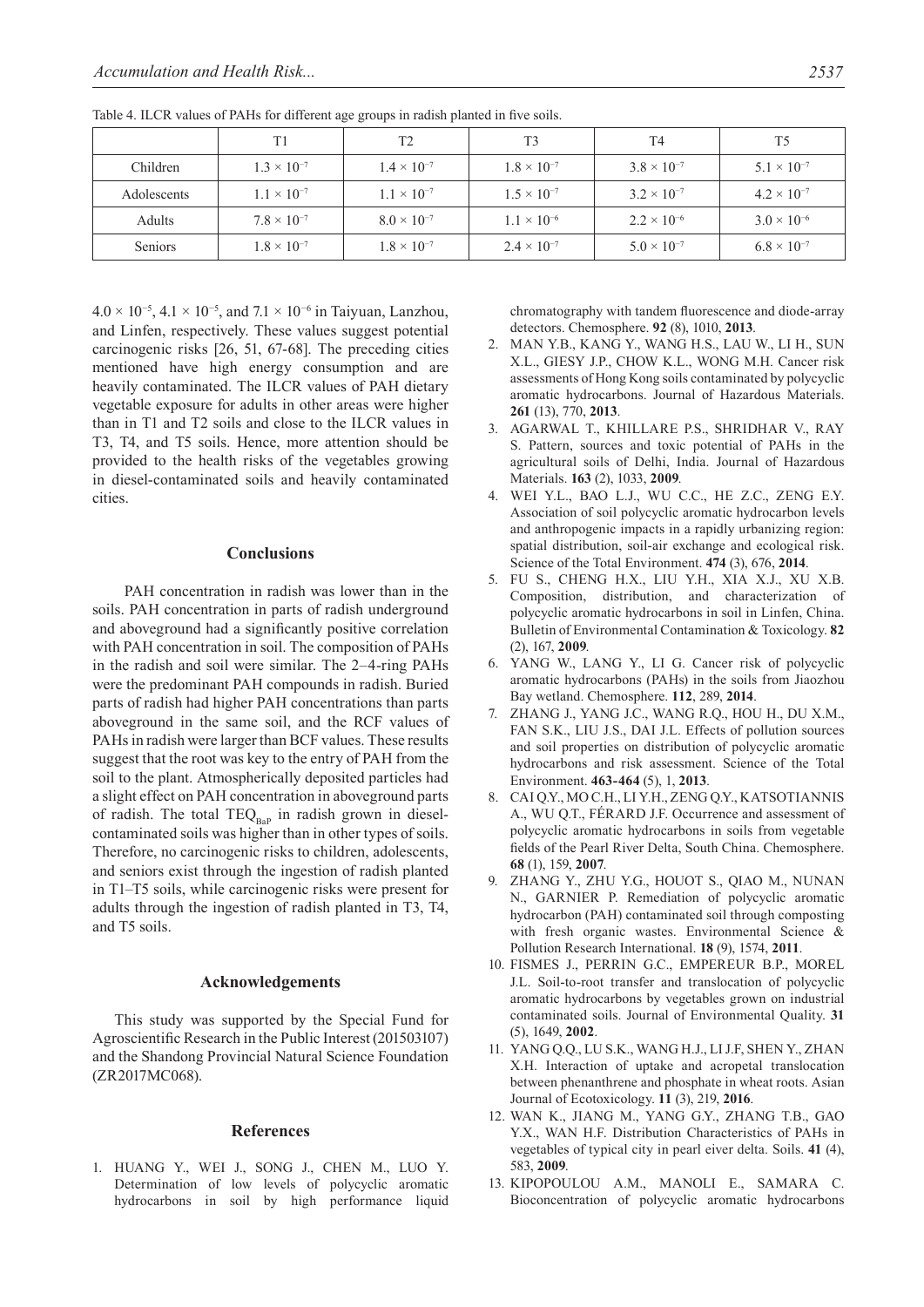Table 4. ILCR values of PAHs for different age groups in radish planted in five soils.

| | T1 | T2 | T3 | T4 | T5 |
|---|---|---|---|---|---|
| Children | $1.3 \times 10^{-7}$ | $1.4 \times 10^{-7}$ | $1.8 \times 10^{-7}$ | $3.8 \times 10^{-7}$ | $5.1 \times 10^{-7}$ |
| Adolescents | $1.1 \times 10^{-7}$ | $1.1 \times 10^{-7}$ | $1.5 \times 10^{-7}$ | $3.2 \times 10^{-7}$ | $4.2 \times 10^{-7}$ |
| Adults | $7.8 \times 10^{-7}$ | $8.0 \times 10^{-7}$ | $1.1 \times 10^{-6}$ | $2.2 \times 10^{-6}$ | $3.0 \times 10^{-6}$ |
| Seniors | $1.8 \times 10^{-7}$ | $1.8 \times 10^{-7}$ | $2.4 \times 10^{-7}$ | $5.0 \times 10^{-7}$ | $6.8 \times 10^{-7}$ |

$4.0 \times 10^{-5}$, $4.1 \times 10^{-5}$, and $7.1 \times 10^{-6}$ in Taiyuan, Lanzhou, and Linfen, respectively. These values suggest potential carcinogenic risks [26, 51, 67-68]. The preceding cities mentioned have high energy consumption and are heavily contaminated. The ILCR values of PAH dietary vegetable exposure for adults in other areas were higher than in T1 and T2 soils and close to the ILCR values in T3, T4, and T5 soils. Hence, more attention should be provided to the health risks of the vegetables growing in diesel-contaminated soils and heavily contaminated cities.

## Conclusions

PAH concentration in radish was lower than in the soils. PAH concentration in parts of radish underground and aboveground had a significantly positive correlation with PAH concentration in soil. The composition of PAHs in the radish and soil were similar. The 2–4-ring PAHs were the predominant PAH compounds in radish. Buried parts of radish had higher PAH concentrations than parts aboveground in the same soil, and the RCF values of PAHs in radish were larger than BCF values. These results suggest that the root was key to the entry of PAH from the soil to the plant. Atmospherically deposited particles had a slight effect on PAH concentration in aboveground parts of radish. The total $TEQ_{BaP}$ in radish grown in diesel-contaminated soils was higher than in other types of soils. Therefore, no carcinogenic risks to children, adolescents, and seniors exist through the ingestion of radish planted in T1–T5 soils, while carcinogenic risks were present for adults through the ingestion of radish planted in T3, T4, and T5 soils.

## Acknowledgements

This study was supported by the Special Fund for Agroscientific Research in the Public Interest (201503107) and the Shandong Provincial Natural Science Foundation (ZR2017MC068).

## References

1. HUANG Y., WEI J., SONG J., CHEN M., LUO Y. Determination of low levels of polycyclic aromatic hydrocarbons in soil by high performance liquid chromatography with tandem fluorescence and diode-array detectors. Chemosphere. **92** (8), 1010, **2013**.
2. MAN Y.B., KANG Y., WANG H.S., LAU W., LI H., SUN X.L., GIESY J.P., CHOW K.L., WONG M.H. Cancer risk assessments of Hong Kong soils contaminated by polycyclic aromatic hydrocarbons. Journal of Hazardous Materials. **261** (13), 770, **2013**.
3. AGARWAL T., KHILLARE P.S., SHRIDHAR V., RAY S. Pattern, sources and toxic potential of PAHs in the agricultural soils of Delhi, India. Journal of Hazardous Materials. **163** (2), 1033, **2009**.
4. WEI Y.L., BAO L.J., WU C.C., HE Z.C., ZENG E.Y. Association of soil polycyclic aromatic hydrocarbon levels and anthropogenic impacts in a rapidly urbanizing region: spatial distribution, soil-air exchange and ecological risk. Science of the Total Environment. **474** (3), 676, **2014**.
5. FU S., CHENG H.X., LIU Y.H., XIA X.J., XU X.B. Composition, distribution, and characterization of polycyclic aromatic hydrocarbons in soil in Linfen, China. Bulletin of Environmental Contamination & Toxicology. **82** (2), 167, **2009**.
6. YANG W., LANG Y., LI G. Cancer risk of polycyclic aromatic hydrocarbons (PAHs) in the soils from Jiaozhou Bay wetland. Chemosphere. **112**, 289, **2014**.
7. ZHANG J., YANG J.C., WANG R.Q., HOU H., DU X.M., FAN S.K., LIU J.S., DAI J.L. Effects of pollution sources and soil properties on distribution of polycyclic aromatic hydrocarbons and risk assessment. Science of the Total Environment. **463-464** (5), 1, **2013**.
8. CAI Q.Y., MO C.H., LI Y.H., ZENG Q.Y., KATSOTIANNIS A., WU Q.T., FÉRARD J.F. Occurrence and assessment of polycyclic aromatic hydrocarbons in soils from vegetable fields of the Pearl River Delta, South China. Chemosphere. **68** (1), 159, **2007**.
9. ZHANG Y., ZHU Y.G., HOUOT S., QIAO M., NUNAN N., GARNIER P. Remediation of polycyclic aromatic hydrocarbon (PAH) contaminated soil through composting with fresh organic wastes. Environmental Science & Pollution Research International. **18** (9), 1574, **2011**.
10. FISMES J., PERRIN G.C., EMPEREUR B.P., MOREL J.L. Soil-to-root transfer and translocation of polycyclic aromatic hydrocarbons by vegetables grown on industrial contaminated soils. Journal of Environmental Quality. **31** (5), 1649, **2002**.
11. YANG Q.Q., LU S.K., WANG H.J., LI J.F, SHEN Y., ZHAN X.H. Interaction of uptake and acropetal translocation between phenanthrene and phosphate in wheat roots. Asian Journal of Ecotoxicology. **11** (3), 219, **2016**.
12. WAN K., JIANG M., YANG G.Y., ZHANG T.B., GAO Y.X., WAN H.F. Distribution Characteristics of PAHs in vegetables of typical city in pearl eiver delta. Soils. **41** (4), 583, **2009**.
13. KIPOPOULOU A.M., MANOLI E., SAMARA C. Bioconcentration of polycyclic aromatic hydrocarbons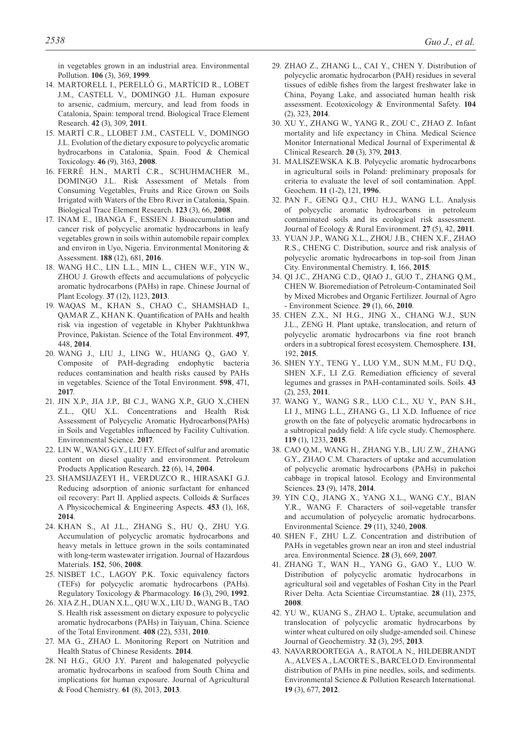in vegetables grown in an industrial area. Environmental Pollution. **106** (3), 369, **1999**.

14. MARTORELL I., PERELLÓ G., MARTÍCID R., LOBET J.M., CASTELL V., DOMINGO J.L. Human exposure to arsenic, cadmium, mercury, and lead from foods in Catalonia, Spain: temporal trend. Biological Trace Element Research. **42** (3), 309, **2011**.
15. MARTÍ C.R., LLOBET J.M., CASTELL V., DOMINGO J.L. Evolution of the dietary exposure to polycyclic aromatic hydrocarbons in Catalonia, Spain. Food & Chemical Toxicology. **46** (9), 3163, **2008**.
16. FERRÉ H.N., MARTÍ C.R., SCHUHMACHER M., DOMINGO J.L. Risk Assessment of Metals from Consuming Vegetables, Fruits and Rice Grown on Soils Irrigated with Waters of the Ebro River in Catalonia, Spain. Biological Trace Element Research. **123** (3), 66, **2008**.
17. INAM E., IBANGA F., ESSIEN J. Bioaccumulation and cancer risk of polycyclic aromatic hydrocarbons in leafy vegetables grown in soils within automobile repair complex and environ in Uyo, Nigeria. Environmental Monitoring & Assessment. **188** (12), 681, **2016**.
18. WANG H.C., LIN L.L., MIN L., CHEN W.F., YIN W., ZHOU J. Growth effects and accumulations of polycyclic aromatic hydrocarbons (PAHs) in rape. Chinese Journal of Plant Ecology. **37** (12), 1123, **2013**.
19. WAQAS M., KHAN S., CHAO C., SHAMSHAD I., QAMAR Z., KHAN K. Quantification of PAHs and health risk via ingestion of vegetable in Khyber Pakhtunkhwa Province, Pakistan. Science of the Total Environment. **497**, 448, **2014**.
20. WANG J., LIU J., LING W., HUANG Q., GAO Y. Composite of PAH-degrading endophytic bacteria reduces contamination and health risks caused by PAHs in vegetables. Science of the Total Environment. **598**, 471, **2017**.
21. JIN X.P., JIA J.P., BI C.J., WANG X.P., GUO X.,CHEN Z.L., QIU X.L. Concentrations and Health Risk Assessment of Polycyclic Aromatic Hydrocarbons(PAHs) in Soils and Vegetables influenced by Facility Cultivation. Environmental Science. **2017**.
22. LIN W., WANG G.Y., LIU F.Y. Effect of sulfur and aromatic content on diesel quality and environment. Petroleum Products Application Research. **22** (6), 14, **2004**.
23. SHAMSIJAZEYI H., VERDUZCO R., HIRASAKI G.J. Reducing adsorption of anionic surfactant for enhanced oil recovery: Part II. Applied aspects. Colloids & Surfaces A Physicochemical & Engineering Aspects. **453** (1), 168, **2014**.
24. KHAN S., AI J.L., ZHANG S., HU Q., ZHU Y.G. Accumulation of polycyclic aromatic hydrocarbons and heavy metals in lettuce grown in the soils contaminated with long-term wastewater irrigation. Journal of Hazardous Materials. **152**, 506, **2008**.
25. NISBET I.C., LAGOY P.K. Toxic equivalency factors (TEFs) for polycyclic aromatic hydrocarbons (PAHs). Regulatory Toxicology & Pharmacology. **16** (3), 290, **1992**.
26. XIA Z.H., DUAN X.L., QIU W.X., LIU D., WANG B., TAO S. Health risk assessment on dietary exposure to polycyclic aromatic hydrocarbons (PAHs) in Taiyuan, China. Science of the Total Environment. **408** (22), 5331, **2010**.
27. MA G., ZHAO L. Monitoring Report on Nutrition and Health Status of Chinese Residents. **2014**.
28. NI H.G., GUO J.Y. Parent and halogenated polycyclic aromatic hydrocarbons in seafood from South China and implications for human exposure. Journal of Agricultural & Food Chemistry. **61** (8), 2013, **2013**.
29. ZHAO Z., ZHANG L., CAI Y., CHEN Y. Distribution of polycyclic aromatic hydrocarbon (PAH) residues in several tissues of edible fishes from the largest freshwater lake in China, Poyang Lake, and associated human health risk assessment. Ecotoxicology & Environmental Safety. **104** (2), 323, **2014**.
30. XU Y., ZHANG W., YANG R., ZOU C., ZHAO Z. Infant mortality and life expectancy in China. Medical Science Monitor International Medical Journal of Experimental & Clinical Research. **20** (3), 379, **2013**.
31. MALISZEWSKA K.B. Polycyclic aromatic hydrocarbons in agricultural soils in Poland: preliminary proposals for criteria to evaluate the level of soil contamination. Appl. Geochem. **11** (1-2), 121, **1996**.
32. PAN F., GENG Q.J., CHU H.J., WANG L.L. Analysis of polycyclic aromatic hydrocarbons in petroleum contaminated soils and its ecological risk assessment. Journal of Ecology & Rural Environment. **27** (5), 42, **2011**.
33. YUAN J.P., WANG X.L., ZHOU J.B., CHEN X.F., ZHAO R.S., CHENG C. Distribution, source and risk analysis of polycyclic aromatic hydrocarbons in top-soil from Jinan City. Environmental Chemistry. **1**, 166, **2015**.
34. QI J.C., ZHANG C.D., QIAO J., GUO T., ZHANG Q.M., CHEN W. Bioremediation of Petroleum-Contaminated Soil by Mixed Microbes and Organic Fertilizer. Journal of Agro - Environment Science. **29** (1), 66, **2010**.
35. CHEN Z.X., NI H.G., JING X., CHANG W.J., SUN J.L., ZENG H. Plant uptake, translocation, and return of polycyclic aromatic hydrocarbons via fine root branch orders in a subtropical forest ecosystem. Chemosphere. **131**, 192, **2015**.
36. SHEN Y.Y., TENG Y., LUO Y.M., SUN M.M., FU D.Q., SHEN X.F., LI Z.G. Remediation efficiency of several legumes and grasses in PAH-contaminated soils. Soils. **43** (2), 253, **2011**.
37. WANG Y., WANG S.R., LUO C.L., XU Y., PAN S.H., LI J., MING L.L., ZHANG G., LI X.D. Influence of rice growth on the fate of polycyclic aromatic hydrocarbons in a subtropical paddy field: A life cycle study. Chemosphere. **119** (1), 1233, **2015**.
38. CAO Q.M., WANG H., ZHANG Y.B., LIU Z.W., ZHANG G.Y., ZHAO C.M. Characters of uptake and accumulation of polycyclic aromatic hydrocarbons (PAHs) in pakchoi cabbage in tropical latosol. Ecology and Environmental Sciences. **23** (9), 1478, **2014**.
39. YIN C.Q., JIANG X., YANG X.L., WANG C.Y., BIAN Y.R., WANG F. Characters of soil-vegetable transfer and accumulation of polycyclic aromatic hydrocarbons. Environmental Science. **29** (11), 3240, **2008**.
40. SHEN F., ZHU L.Z. Concentration and distribution of PAHs in vegetables grown near an iron and steel industrial area. Environmental Science. **28** (3), 669, **2007**.
41. ZHANG T., WAN H.., YANG G., GAO Y., LUO W. Distribution of polycyclic aromatic hydrocarbons in agricultural soil and vegetables of Foshan City in the Pearl River Delta. Acta Scientiae Circumstantiae. **28** (11), 2375, **2008**.
42. YU W., KUANG S., ZHAO L. Uptake, accumulation and translocation of polycyclic aromatic hydrocarbons by winter wheat cultured on oily sludge-amended soil. Chinese Journal of Geochemistry. **32** (3), 295, **2013**.
43. NAVARROORTEGA A., RATOLA N., HILDEBRANDT A., ALVES A., LACORTE S., BARCELO D. Environmental distribution of PAHs in pine needles, soils, and sediments. Environmental Science & Pollution Research International. **19** (3), 677, **2012**.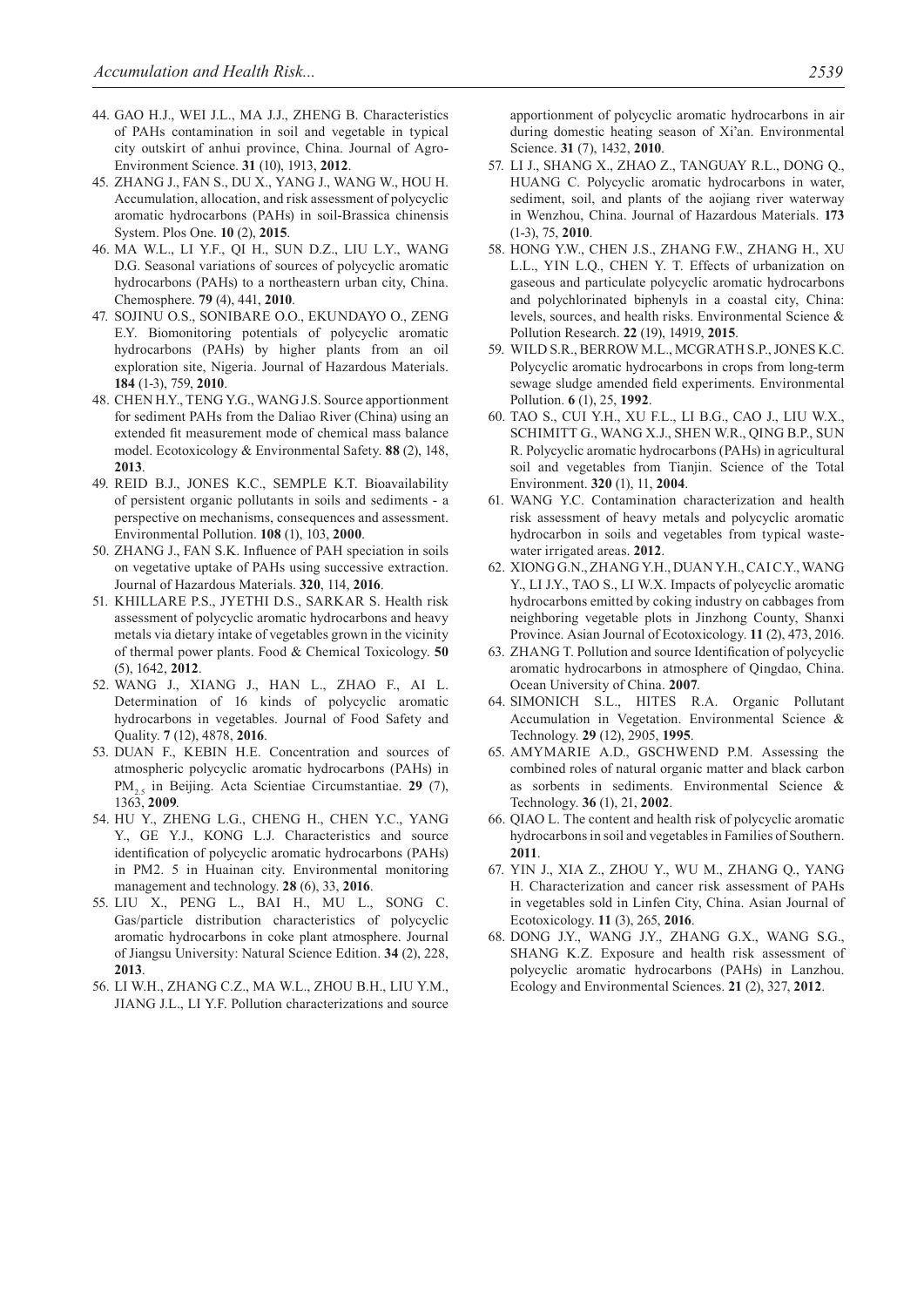44. GAO H.J., WEI J.L., MA J.J., ZHENG B. Characteristics of PAHs contamination in soil and vegetable in typical city outskirt of anhui province, China. Journal of Agro-Environment Science. **31** (10), 1913, **2012**.
45. ZHANG J., FAN S., DU X., YANG J., WANG W., HOU H. Accumulation, allocation, and risk assessment of polycyclic aromatic hydrocarbons (PAHs) in soil-Brassica chinensis System. Plos One. **10** (2), **2015**.
46. MA W.L., LI Y.F., QI H., SUN D.Z., LIU L.Y., WANG D.G. Seasonal variations of sources of polycyclic aromatic hydrocarbons (PAHs) to a northeastern urban city, China. Chemosphere. **79** (4), 441, **2010**.
47. SOJINU O.S., SONIBARE O.O., EKUNDAYO O., ZENG E.Y. Biomonitoring potentials of polycyclic aromatic hydrocarbons (PAHs) by higher plants from an oil exploration site, Nigeria. Journal of Hazardous Materials. **184** (1-3), 759, **2010**.
48. CHEN H.Y., TENG Y.G., WANG J.S. Source apportionment for sediment PAHs from the Daliao River (China) using an extended fit measurement mode of chemical mass balance model. Ecotoxicology & Environmental Safety. **88** (2), 148, **2013**.
49. REID B.J., JONES K.C., SEMPLE K.T. Bioavailability of persistent organic pollutants in soils and sediments - a perspective on mechanisms, consequences and assessment. Environmental Pollution. **108** (1), 103, **2000**.
50. ZHANG J., FAN S.K. Influence of PAH speciation in soils on vegetative uptake of PAHs using successive extraction. Journal of Hazardous Materials. **320**, 114, **2016**.
51. KHILLARE P.S., JYETHI D.S., SARKAR S. Health risk assessment of polycyclic aromatic hydrocarbons and heavy metals via dietary intake of vegetables grown in the vicinity of thermal power plants. Food & Chemical Toxicology. **50** (5), 1642, **2012**.
52. WANG J., XIANG J., HAN L., ZHAO F., AI L. Determination of 16 kinds of polycyclic aromatic hydrocarbons in vegetables. Journal of Food Safety and Quality. **7** (12), 4878, **2016**.
53. DUAN F., KEBIN H.E. Concentration and sources of atmospheric polycyclic aromatic hydrocarbons (PAHs) in $PM_{2.5}$ in Beijing. Acta Scientiae Circumstantiae. **29** (7), 1363, **2009**.
54. HU Y., ZHENG L.G., CHENG H., CHEN Y.C., YANG Y., GE Y.J., KONG L.J. Characteristics and source identification of polycyclic aromatic hydrocarbons (PAHs) in PM2. 5 in Huainan city. Environmental monitoring management and technology. **28** (6), 33, **2016**.
55. LIU X., PENG L., BAI H., MU L., SONG C. Gas/particle distribution characteristics of polycyclic aromatic hydrocarbons in coke plant atmosphere. Journal of Jiangsu University: Natural Science Edition. **34** (2), 228, **2013**.
56. LI W.H., ZHANG C.Z., MA W.L., ZHOU B.H., LIU Y.M., JIANG J.L., LI Y.F. Pollution characterizations and source apportionment of polycyclic aromatic hydrocarbons in air during domestic heating season of Xi'an. Environmental Science. **31** (7), 1432, **2010**.
57. LI J., SHANG X., ZHAO Z., TANGUAY R.L., DONG Q., HUANG C. Polycyclic aromatic hydrocarbons in water, sediment, soil, and plants of the aojiang river waterway in Wenzhou, China. Journal of Hazardous Materials. **173** (1-3), 75, **2010**.
58. HONG Y.W., CHEN J.S., ZHANG F.W., ZHANG H., XU L.L., YIN L.Q., CHEN Y. T. Effects of urbanization on gaseous and particulate polycyclic aromatic hydrocarbons and polychlorinated biphenyls in a coastal city, China: levels, sources, and health risks. Environmental Science & Pollution Research. **22** (19), 14919, **2015**.
59. WILD S.R., BERROW M.L., MCGRATH S.P., JONES K.C. Polycyclic aromatic hydrocarbons in crops from long-term sewage sludge amended field experiments. Environmental Pollution. **6** (1), 25, **1992**.
60. TAO S., CUI Y.H., XU F.L., LI B.G., CAO J., LIU W.X., SCHIMITT G., WANG X.J., SHEN W.R., QING B.P., SUN R. Polycyclic aromatic hydrocarbons (PAHs) in agricultural soil and vegetables from Tianjin. Science of the Total Environment. **320** (1), 11, **2004**.
61. WANG Y.C. Contamination characterization and health risk assessment of heavy metals and polycyclic aromatic hydrocarbon in soils and vegetables from typical waste-water irrigated areas. **2012**.
62. XIONG G.N., ZHANG Y.H., DUAN Y.H., CAI C.Y., WANG Y., LI J.Y., TAO S., LI W.X. Impacts of polycyclic aromatic hydrocarbons emitted by coking industry on cabbages from neighboring vegetable plots in Jinzhong County, Shanxi Province. Asian Journal of Ecotoxicology. **11** (2), 473, 2016.
63. ZHANG T. Pollution and source Identification of polycyclic aromatic hydrocarbons in atmosphere of Qingdao, China. Ocean University of China. **2007**.
64. SIMONICH S.L., HITES R.A. Organic Pollutant Accumulation in Vegetation. Environmental Science & Technology. **29** (12), 2905, **1995**.
65. AMYMARIE A.D., GSCHWEND P.M. Assessing the combined roles of natural organic matter and black carbon as sorbents in sediments. Environmental Science & Technology. **36** (1), 21, **2002**.
66. QIAO L. The content and health risk of polycyclic aromatic hydrocarbons in soil and vegetables in Families of Southern. **2011**.
67. YIN J., XIA Z., ZHOU Y., WU M., ZHANG Q., YANG H. Characterization and cancer risk assessment of PAHs in vegetables sold in Linfen City, China. Asian Journal of Ecotoxicology. **11** (3), 265, **2016**.
68. DONG J.Y., WANG J.Y., ZHANG G.X., WANG S.G., SHANG K.Z. Exposure and health risk assessment of polycyclic aromatic hydrocarbons (PAHs) in Lanzhou. Ecology and Environmental Sciences. **21** (2), 327, **2012**.